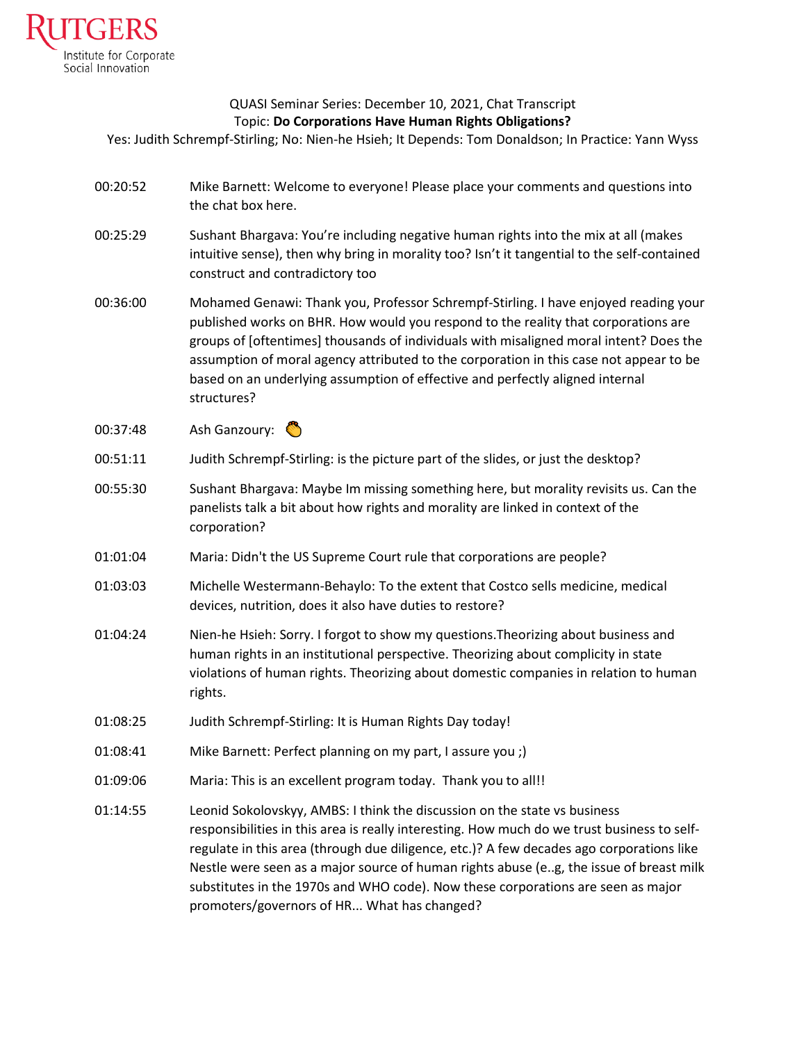Rutgers Institute for Corporate Social Innovation

QUASI Seminar Series: December 10, 2021, Chat Transcript

Topic: **Do Corporations Have Human Rights Obligations?**

Yes: Judith Schrempf-Stirling; No: Nien-he Hsieh; It Depends: Tom Donaldson; In Practice: Yann Wyss

| | |
|---|---|
| 00:20:52 | Mike Barnett: Welcome to everyone! Please place your comments and questions into the chat box here. |
| 00:25:29 | Sushant Bhargava: You're including negative human rights into the mix at all (makes intuitive sense), then why bring in morality too? Isn't it tangential to the self-contained construct and contradictory too |
| 00:36:00 | Mohamed Genawi: Thank you, Professor Schrempf-Stirling. I have enjoyed reading your published works on BHR. How would you respond to the reality that corporations are groups of [oftentimes] thousands of individuals with misaligned moral intent? Does the assumption of moral agency attributed to the corporation in this case not appear to be based on an underlying assumption of effective and perfectly aligned internal structures? |
| 00:37:48 | Ash Ganzoury: 👏 |
| 00:51:11 | Judith Schrempf-Stirling: is the picture part of the slides, or just the desktop? |
| 00:55:30 | Sushant Bhargava: Maybe Im missing something here, but morality revisits us. Can the panelists talk a bit about how rights and morality are linked in context of the corporation? |
| 01:01:04 | Maria: Didn't the US Supreme Court rule that corporations are people? |
| 01:03:03 | Michelle Westermann-Behaylo: To the extent that Costco sells medicine, medical devices, nutrition, does it also have duties to restore? |
| 01:04:24 | Nien-he Hsieh: Sorry. I forgot to show my questions.Theorizing about business and human rights in an institutional perspective. Theorizing about complicity in state violations of human rights. Theorizing about domestic companies in relation to human rights. |
| 01:08:25 | Judith Schrempf-Stirling: It is Human Rights Day today! |
| 01:08:41 | Mike Barnett: Perfect planning on my part, I assure you ;) |
| 01:09:06 | Maria: This is an excellent program today. Thank you to all!! |
| 01:14:55 | Leonid Sokolovskyy, AMBS: I think the discussion on the state vs business responsibilities in this area is really interesting. How much do we trust business to self-regulate in this area (through due diligence, etc.)? A few decades ago corporations like Nestle were seen as a major source of human rights abuse (e..g, the issue of breast milk substitutes in the 1970s and WHO code). Now these corporations are seen as major promoters/governors of HR... What has changed? |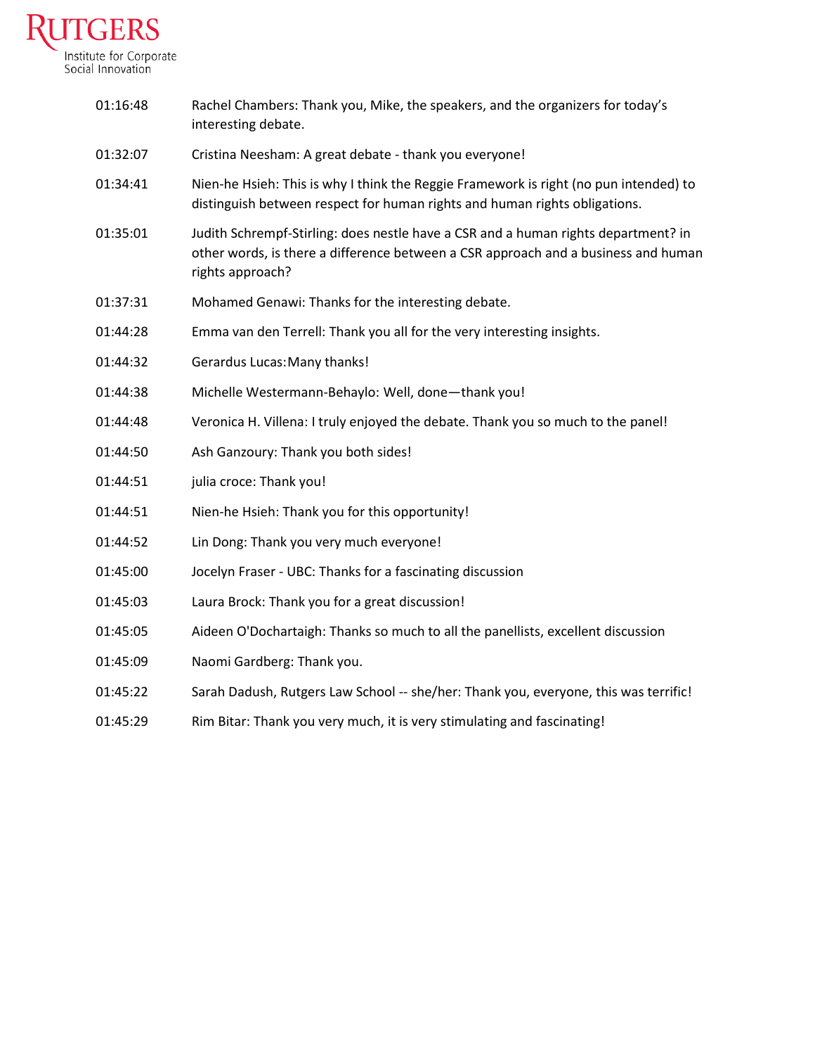| | |
|---|---|
| 01:16:48 | Rachel Chambers: Thank you, Mike, the speakers, and the organizers for today's interesting debate. |
| 01:32:07 | Cristina Neesham: A great debate - thank you everyone! |
| 01:34:41 | Nien-he Hsieh: This is why I think the Reggie Framework is right (no pun intended) to distinguish between respect for human rights and human rights obligations. |
| 01:35:01 | Judith Schrempf-Stirling: does nestle have a CSR and a human rights department? in other words, is there a difference between a CSR approach and a business and human rights approach? |
| 01:37:31 | Mohamed Genawi: Thanks for the interesting debate. |
| 01:44:28 | Emma van den Terrell: Thank you all for the very interesting insights. |
| 01:44:32 | Gerardus Lucas:Many thanks! |
| 01:44:38 | Michelle Westermann-Behaylo: Well, done—thank you! |
| 01:44:48 | Veronica H. Villena: I truly enjoyed the debate. Thank you so much to the panel! |
| 01:44:50 | Ash Ganzoury: Thank you both sides! |
| 01:44:51 | julia croce: Thank you! |
| 01:44:51 | Nien-he Hsieh: Thank you for this opportunity! |
| 01:44:52 | Lin Dong: Thank you very much everyone! |
| 01:45:00 | Jocelyn Fraser - UBC: Thanks for a fascinating discussion |
| 01:45:03 | Laura Brock: Thank you for a great discussion! |
| 01:45:05 | Aideen O'Dochartaigh: Thanks so much to all the panellists, excellent discussion |
| 01:45:09 | Naomi Gardberg: Thank you. |
| 01:45:22 | Sarah Dadush, Rutgers Law School -- she/her: Thank you, everyone, this was terrific! |
| 01:45:29 | Rim Bitar: Thank you very much, it is very stimulating and fascinating! |